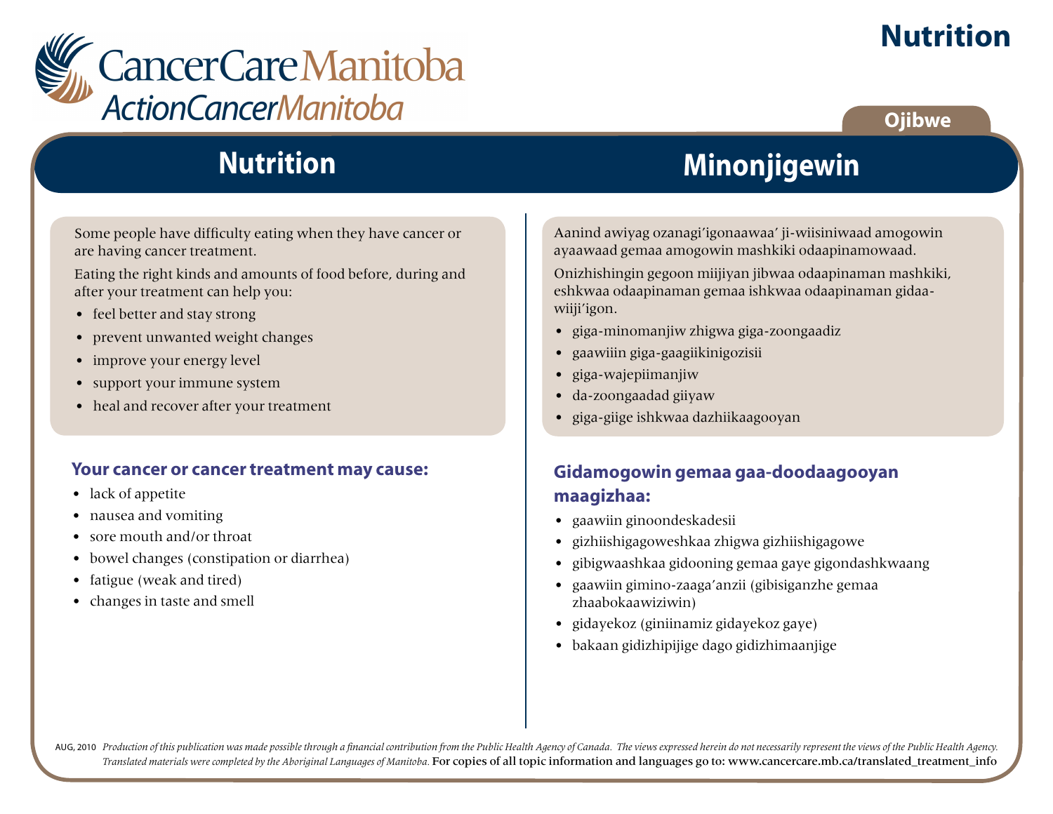CancerCare Manitoba
ActionCancerManitoba

# Nutrition

Ojibwe

## Nutrition

Some people have difficulty eating when they have cancer or are having cancer treatment.

Eating the right kinds and amounts of food before, during and after your treatment can help you:

- feel better and stay strong
- prevent unwanted weight changes
- improve your energy level
- support your immune system
- heal and recover after your treatment

### Your cancer or cancer treatment may cause:

- lack of appetite
- nausea and vomiting
- sore mouth and/or throat
- bowel changes (constipation or diarrhea)
- fatigue (weak and tired)
- changes in taste and smell

## Minonjigewin

Aanind awiyag ozanagi'igonaawaa' ji-wiisiniwaad amogowin ayaawaad gemaa amogowin mashkiki odaapinamowaad.

Onizhishingin gegoon miijiyan jibwaa odaapinaman mashkiki, eshkwaa odaapinaman gemaa ishkwaa odaapinaman gidaa-wiiji'igon.

- giga-minomanjiw zhigwa giga-zoongaadiz
- gaawiiin giga-gaagiikinigozisii
- giga-wajepiimanjiw
- da-zoongaadad giiyaw
- giga-giige ishkwaa dazhiikaagooyan

### Gidamogowin gemaa gaa-doodaagooyan maagizhaa:

- gaawiin ginoondeskadesii
- gizhiishigagoweshkaa zhigwa gizhiishigagowe
- gibigwaashkaa gidooning gemaa gaye gigondashkwaang
- gaawiin gimino-zaaga'anzii (gibisiganzhe gemaa zhaabokaawiziwin)
- gidayekoz (giniinamiz gidayekoz gaye)
- bakaan gidizhipijige dago gidizhimaanjige

AUG, 2010 *Production of this publication was made possible through a financial contribution from the Public Health Agency of Canada. The views expressed herein do not necessarily represent the views of the Public Health Agency. Translated materials were completed by the Aboriginal Languages of Manitoba.* For copies of all topic information and languages go to: www.cancercare.mb.ca/translated_treatment_info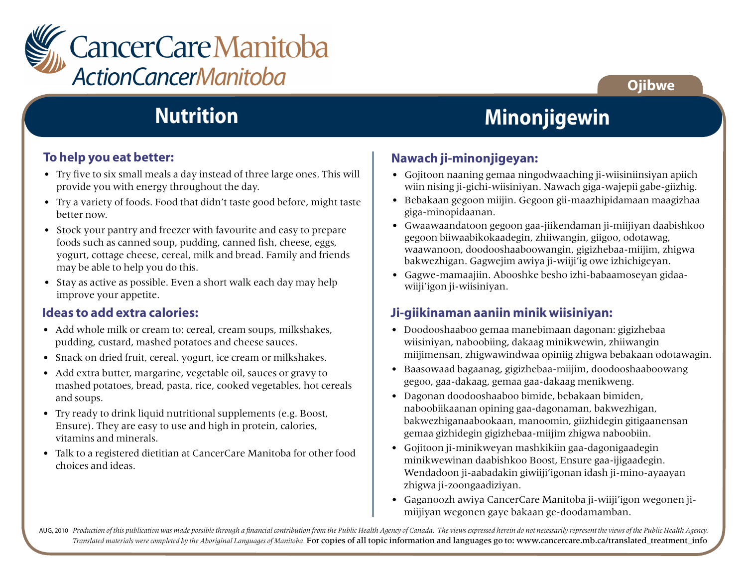CancerCare Manitoba
ActionCancerManitoba

Ojibwe

# Nutrition

## To help you eat better:

- Try five to six small meals a day instead of three large ones. This will provide you with energy throughout the day.
- Try a variety of foods. Food that didn't taste good before, might taste better now.
- Stock your pantry and freezer with favourite and easy to prepare foods such as canned soup, pudding, canned fish, cheese, eggs, yogurt, cottage cheese, cereal, milk and bread. Family and friends may be able to help you do this.
- Stay as active as possible. Even a short walk each day may help improve your appetite.

## Ideas to add extra calories:

- Add whole milk or cream to: cereal, cream soups, milkshakes, pudding, custard, mashed potatoes and cheese sauces.
- Snack on dried fruit, cereal, yogurt, ice cream or milkshakes.
- Add extra butter, margarine, vegetable oil, sauces or gravy to mashed potatoes, bread, pasta, rice, cooked vegetables, hot cereals and soups.
- Try ready to drink liquid nutritional supplements (e.g. Boost, Ensure). They are easy to use and high in protein, calories, vitamins and minerals.
- Talk to a registered dietitian at CancerCare Manitoba for other food choices and ideas.

# Minonjigewin

## Nawach ji-minonjigeyan:

- Gojitoon naaning gemaa ningodwaaching ji-wiisiniinsiyan apiich wiin nising ji-gichi-wiisiniyan. Nawach giga-wajepii gabe-giizhig.
- Bebakaan gegoon miijin. Gegoon gii-maazhipidamaan maagizhaa giga-minopidaanan.
- Gwaawaandatoon gegoon gaa-jiikendaman ji-miijiyan daabishkoo gegoon biiwaabikokaadegin, zhiiwangin, giigoo, odotawag, waawanoon, doodooshaaboowangin, gigizhebaa-miijim, zhigwa bakwezhigan. Gagwejim awiya ji-wiiji'ig owe izhichigeyan.
- Gagwe-mamaajiin. Abooshke besho izhi-babaamoseyan gidaa-wiiji'igon ji-wiisiniyan.

## Ji-giikinaman aaniin minik wiisiniyan:

- Doodooshaaboo gemaa manebimaan dagonan: gigizhebaa wiisiniyan, naboobiing, dakaag minikwewin, zhiiwangin miijimensan, zhigwawindwaa opiniig zhigwa bebakaan odotawagin.
- Baasowaad bagaanag, gigizhebaa-miijim, doodooshaaboowang gegoo, gaa-dakaag, gemaa gaa-dakaag menikweng.
- Dagonan doodooshaaboo bimide, bebakaan bimiden, naboobiikaanan opining gaa-dagonaman, bakwezhigan, bakwezhiganaabookaan, manoomin, giizhidegin gitigaanensan gemaa gizhidegin gigizhebaa-miijim zhigwa naboobiin.
- Gojitoon ji-minikweyan mashkikiin gaa-dagonigaadegin minikwewinan daabishkoo Boost, Ensure gaa-ijigaadegin. Wendadoon ji-aabadakin giwiiji'igonan idash ji-mino-ayaayan zhigwa ji-zoongaadiziyan.
- Gaganoozh awiya CancerCare Manitoba ji-wiiji'igon wegonen ji-miijiyan wegonen gaye bakaan ge-doodamamban.

AUG, 2010 *Production of this publication was made possible through a financial contribution from the Public Health Agency of Canada. The views expressed herein do not necessarily represent the views of the Public Health Agency. Translated materials were completed by the Aboriginal Languages of Manitoba.* For copies of all topic information and languages go to: www.cancercare.mb.ca/translated_treatment_info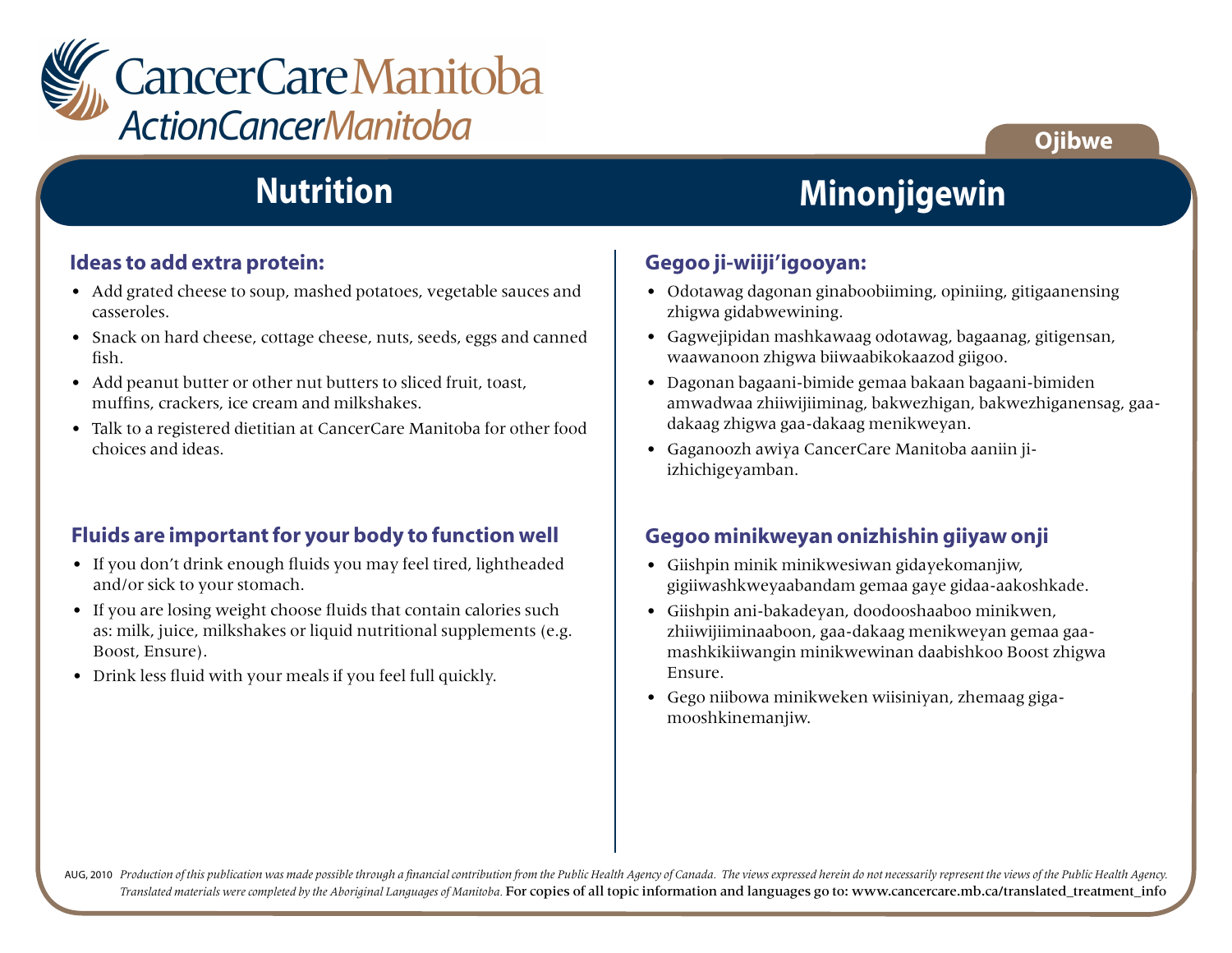CancerCare Manitoba
ActionCancerManitoba

Ojibwe

## Nutrition

### Ideas to add extra protein:

- Add grated cheese to soup, mashed potatoes, vegetable sauces and casseroles.
- Snack on hard cheese, cottage cheese, nuts, seeds, eggs and canned fish.
- Add peanut butter or other nut butters to sliced fruit, toast, muffins, crackers, ice cream and milkshakes.
- Talk to a registered dietitian at CancerCare Manitoba for other food choices and ideas.

### Fluids are important for your body to function well

- If you don't drink enough fluids you may feel tired, lightheaded and/or sick to your stomach.
- If you are losing weight choose fluids that contain calories such as: milk, juice, milkshakes or liquid nutritional supplements (e.g. Boost, Ensure).
- Drink less fluid with your meals if you feel full quickly.

## Minonjigewin

### Gegoo ji-wiiji'igooyan:

- Odotawag dagonan ginaboobiiming, opiniing, gitigaanensing zhigwa gidabwewining.
- Gagwejipidan mashkawaag odotawag, bagaanag, gitigensan, waawanoon zhigwa biiwaabikokaazod giigoo.
- Dagonan bagaani-bimide gemaa bakaan bagaani-bimiden amwadwaa zhiiwijiiminag, bakwezhigan, bakwezhiganensag, gaa-dakaag zhigwa gaa-dakaag menikweyan.
- Gaganoozh awiya CancerCare Manitoba aaniin ji-izhichigeyamban.

### Gegoo minikweyan onizhishin giiyaw onji

- Giishpin minik minikwesiwan gidayekomanjiw, gigiiwashkweyaabandam gemaa gaye gidaa-aakoshkade.
- Giishpin ani-bakadeyan, doodooshaaboo minikwen, zhiiwijiiminaaboon, gaa-dakaag menikweyan gemaa gaa-mashkikiiwangin minikwewinan daabishkoo Boost zhigwa Ensure.
- Gego niibowa minikweken wiisiniyan, zhemaag giga-mooshkinemanjiw.

AUG, 2010 *Production of this publication was made possible through a financial contribution from the Public Health Agency of Canada. The views expressed herein do not necessarily represent the views of the Public Health Agency. Translated materials were completed by the Aboriginal Languages of Manitoba.* For copies of all topic information and languages go to: www.cancercare.mb.ca/translated_treatment_info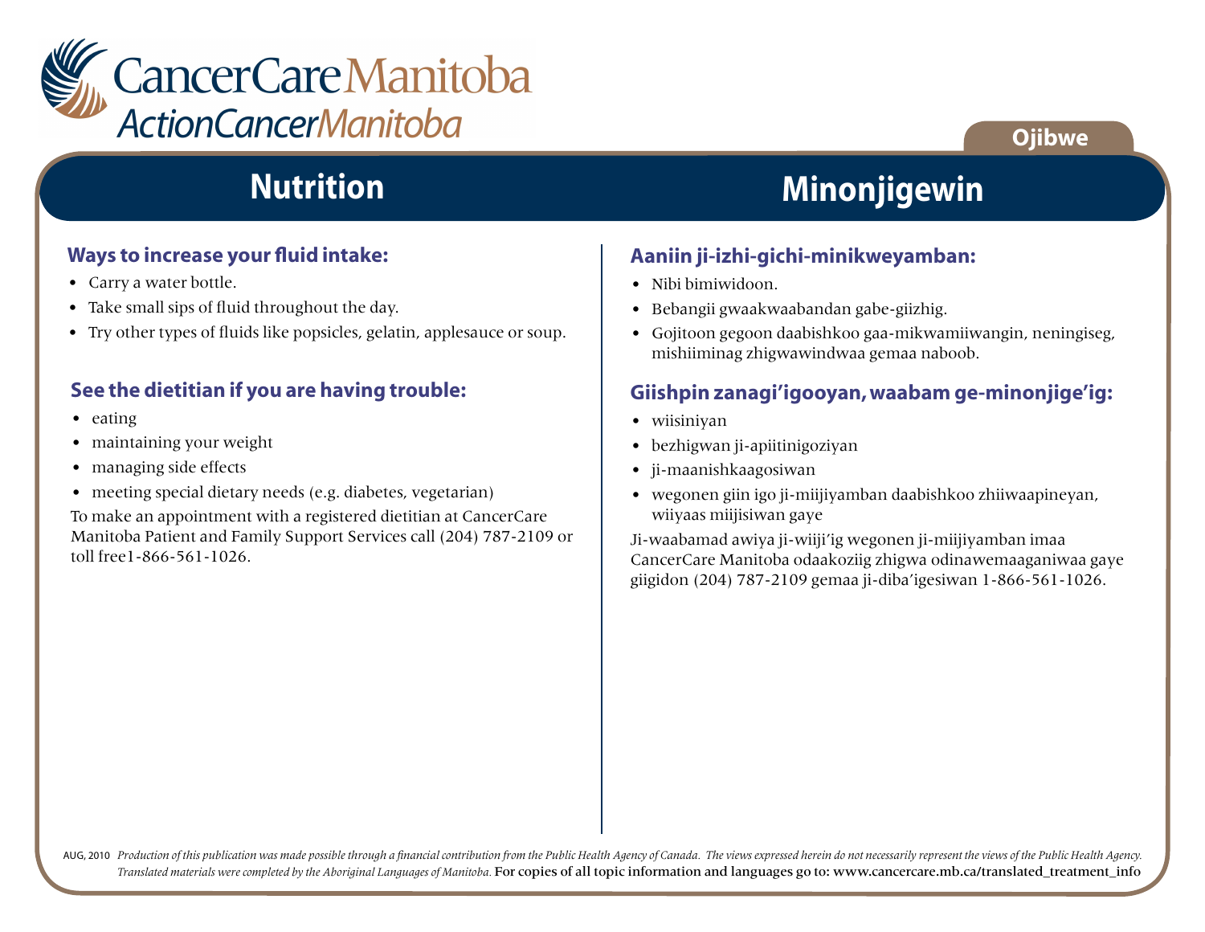CancerCare Manitoba
ActionCancerManitoba

Ojibwe

# Nutrition

### Ways to increase your fluid intake:

- Carry a water bottle.
- Take small sips of fluid throughout the day.
- Try other types of fluids like popsicles, gelatin, applesauce or soup.

### See the dietitian if you are having trouble:

- eating
- maintaining your weight
- managing side effects
- meeting special dietary needs (e.g. diabetes, vegetarian)

To make an appointment with a registered dietitian at CancerCare Manitoba Patient and Family Support Services call (204) 787-2109 or toll free1-866-561-1026.

# Minonjigewin

### Aaniin ji-izhi-gichi-minikweyamban:

- Nibi bimiwidoon.
- Bebangii gwaakwaabandan gabe-giizhig.
- Gojitoon gegoon daabishkoo gaa-mikwamiiwangin, neningiseg, mishiiminag zhigwawindwaa gemaa naboob.

### Giishpin zanagi'igooyan, waabam ge-minonjige'ig:

- wiisiniyan
- bezhigwan ji-apiitinigoziyan
- ji-maanishkaagosiwan
- wegonen giin igo ji-miijiyamban daabishkoo zhiiwaapineyan, wiiyaas miijisiwan gaye

Ji-waabamad awiya ji-wiiji'ig wegonen ji-miijiyamban imaa CancerCare Manitoba odaakoziig zhigwa odinawemaaganiwaa gaye giigidon (204) 787-2109 gemaa ji-diba'igesiwan 1-866-561-1026.

AUG, 2010 *Production of this publication was made possible through a financial contribution from the Public Health Agency of Canada. The views expressed herein do not necessarily represent the views of the Public Health Agency. Translated materials were completed by the Aboriginal Languages of Manitoba.* For copies of all topic information and languages go to: www.cancercare.mb.ca/translated_treatment_info